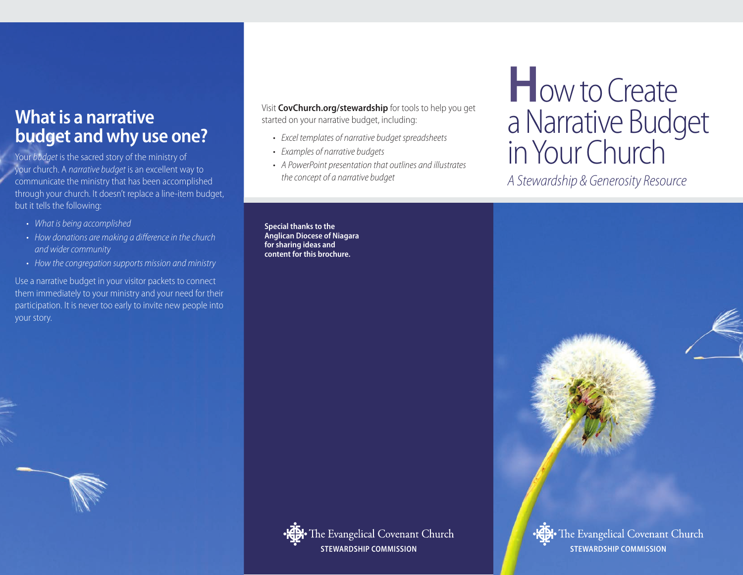# How to Create a Narrative Budget in Your Church

*A Stewardship & Generosity Resource*

The Evangelical Covenant Church
STEWARDSHIP COMMISSION

## What is a narrative budget and why use one?

Your *budget* is the sacred story of the ministry of your church. A *narrative budget* is an excellent way to communicate the ministry that has been accomplished through your church. It doesn't replace a line-item budget, but it tells the following:

- *What is being accomplished*
- *How donations are making a difference in the church and wider community*
- *How the congregation supports mission and ministry*

Use a narrative budget in your visitor packets to connect them immediately to your ministry and your need for their participation. It is never too early to invite new people into your story.

Visit **CovChurch.org/stewardship** for tools to help you get started on your narrative budget, including:

- *Excel templates of narrative budget spreadsheets*
- *Examples of narrative budgets*
- *A PowerPoint presentation that outlines and illustrates the concept of a narrative budget*

**Special thanks to the Anglican Diocese of Niagara for sharing ideas and content for this brochure.**

The Evangelical Covenant Church
STEWARDSHIP COMMISSION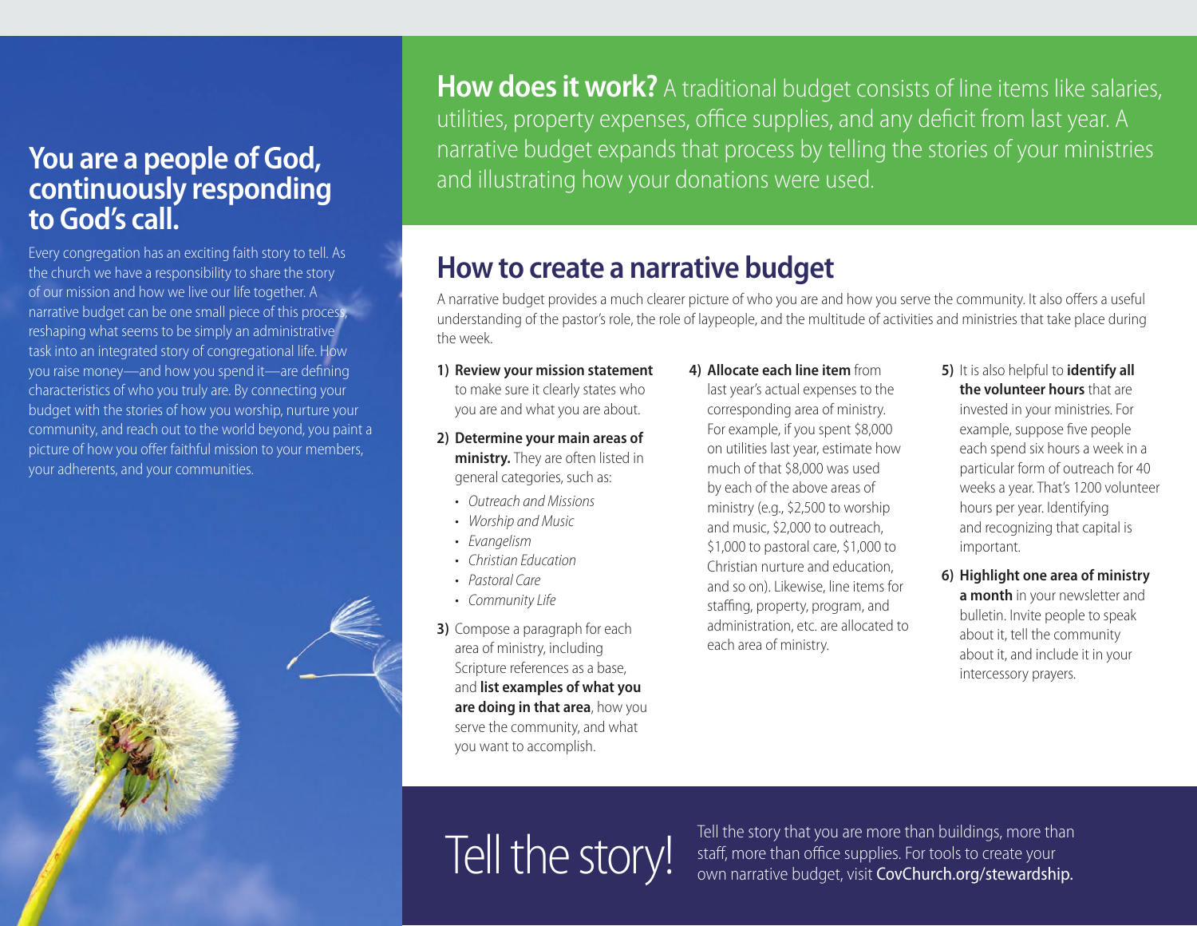## You are a people of God, continuously responding to God's call.

Every congregation has an exciting faith story to tell. As the church we have a responsibility to share the story of our mission and how we live our life together. A narrative budget can be one small piece of this process, reshaping what seems to be simply an administrative task into an integrated story of congregational life. How you raise money—and how you spend it—are defining characteristics of who you truly are. By connecting your budget with the stories of how you worship, nurture your community, and reach out to the world beyond, you paint a picture of how you offer faithful mission to your members, your adherents, and your communities.

**How does it work?** A traditional budget consists of line items like salaries, utilities, property expenses, office supplies, and any deficit from last year. A narrative budget expands that process by telling the stories of your ministries and illustrating how your donations were used.

## How to create a narrative budget

A narrative budget provides a much clearer picture of who you are and how you serve the community. It also offers a useful understanding of the pastor's role, the role of laypeople, and the multitude of activities and ministries that take place during the week.

1) **Review your mission statement** to make sure it clearly states who you are and what you are about.
2) **Determine your main areas of ministry.** They are often listed in general categories, such as:
   - *Outreach and Missions*
   - *Worship and Music*
   - *Evangelism*
   - *Christian Education*
   - *Pastoral Care*
   - *Community Life*
3) Compose a paragraph for each area of ministry, including Scripture references as a base, and **list examples of what you are doing in that area**, how you serve the community, and what you want to accomplish.
4) **Allocate each line item** from last year's actual expenses to the corresponding area of ministry. For example, if you spent $8,000 on utilities last year, estimate how much of that $8,000 was used by each of the above areas of ministry (e.g., $2,500 to worship and music, $2,000 to outreach, $1,000 to pastoral care, $1,000 to Christian nurture and education, and so on). Likewise, line items for staffing, property, program, and administration, etc. are allocated to each area of ministry.
5) It is also helpful to **identify all the volunteer hours** that are invested in your ministries. For example, suppose five people each spend six hours a week in a particular form of outreach for 40 weeks a year. That's 1200 volunteer hours per year. Identifying and recognizing that capital is important.
6) **Highlight one area of ministry a month** in your newsletter and bulletin. Invite people to speak about it, tell the community about it, and include it in your intercessory prayers.

# Tell the story!

Tell the story that you are more than buildings, more than staff, more than office supplies. For tools to create your own narrative budget, visit **CovChurch.org/stewardship.**